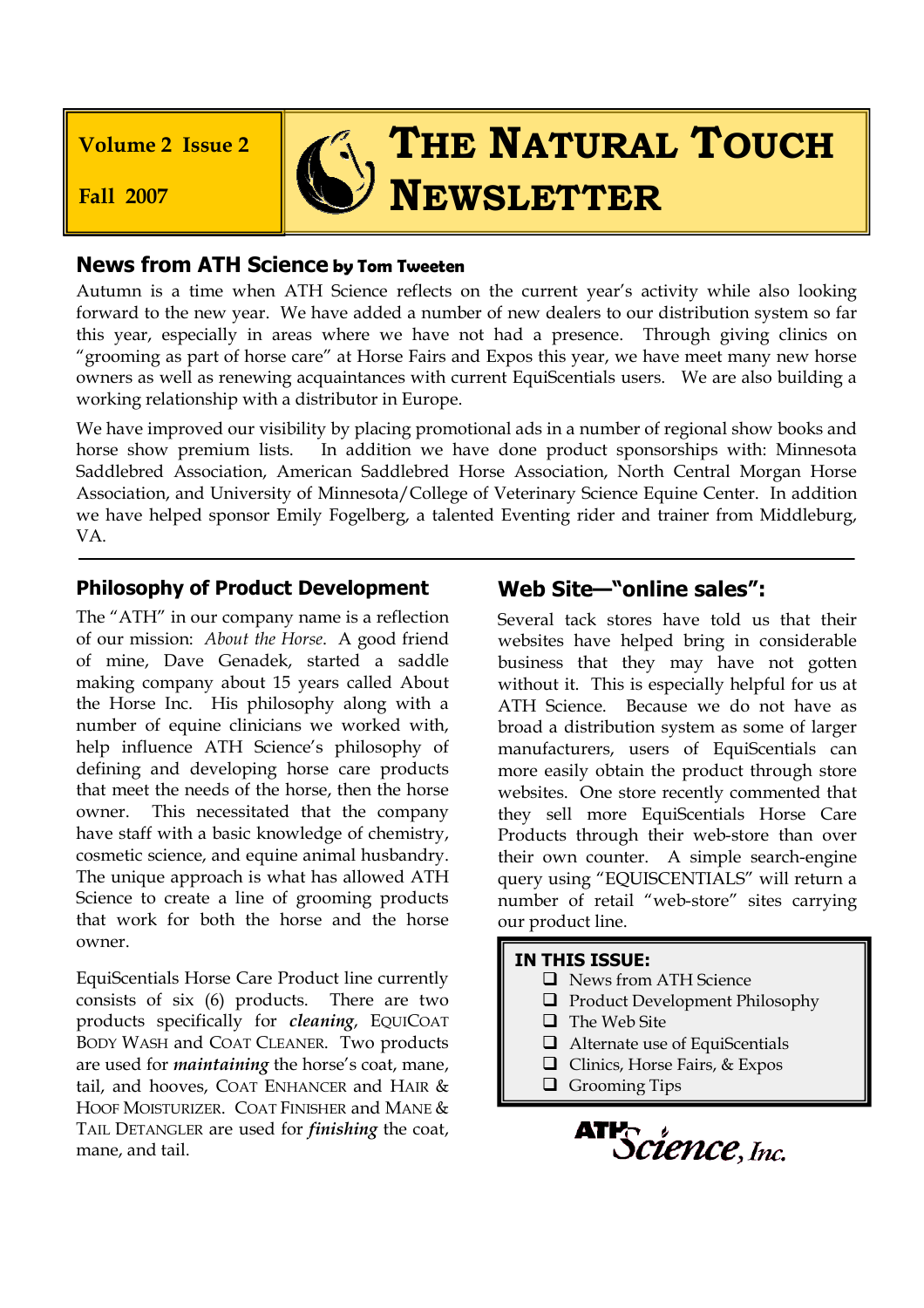Volume 2 Issue 2

Fall 2007

# THE NATURAL TOUCH NEWSLETTER

## News from ATH Science by Tom Tweeten

Autumn is a time when ATH Science reflects on the current year's activity while also looking forward to the new year. We have added a number of new dealers to our distribution system so far this year, especially in areas where we have not had a presence. Through giving clinics on "grooming as part of horse care" at Horse Fairs and Expos this year, we have meet many new horse owners as well as renewing acquaintances with current EquiScentials users. We are also building a working relationship with a distributor in Europe.

We have improved our visibility by placing promotional ads in a number of regional show books and horse show premium lists. In addition we have done product sponsorships with: Minnesota Saddlebred Association, American Saddlebred Horse Association, North Central Morgan Horse Association, and University of Minnesota/College of Veterinary Science Equine Center. In addition we have helped sponsor Emily Fogelberg, a talented Eventing rider and trainer from Middleburg, VA.

---

## Philosophy of Product Development

The "ATH" in our company name is a reflection of our mission: *About the Horse*. A good friend of mine, Dave Genadek, started a saddle making company about 15 years called About the Horse Inc. His philosophy along with a number of equine clinicians we worked with, help influence ATH Science's philosophy of defining and developing horse care products that meet the needs of the horse, then the horse owner. This necessitated that the company have staff with a basic knowledge of chemistry, cosmetic science, and equine animal husbandry. The unique approach is what has allowed ATH Science to create a line of grooming products that work for both the horse and the horse owner.

EquiScentials Horse Care Product line currently consists of six (6) products. There are two products specifically for ***cleaning***, EQUICOAT BODY WASH and COAT CLEANER. Two products are used for ***maintaining*** the horse's coat, mane, tail, and hooves, COAT ENHANCER and HAIR & HOOF MOISTURIZER. COAT FINISHER and MANE & TAIL DETANGLER are used for ***finishing*** the coat, mane, and tail.

## Web Site—"online sales":

Several tack stores have told us that their websites have helped bring in considerable business that they may have not gotten without it. This is especially helpful for us at ATH Science. Because we do not have as broad a distribution system as some of larger manufacturers, users of EquiScentials can more easily obtain the product through store websites. One store recently commented that they sell more EquiScentials Horse Care Products through their web-store than over their own counter. A simple search-engine query using "EQUISCENTIALS" will return a number of retail "web-store" sites carrying our product line.

**IN THIS ISSUE:**

- News from ATH Science
- Product Development Philosophy
- The Web Site
- Alternate use of EquiScentials
- Clinics, Horse Fairs, & Expos
- Grooming Tips

ATH Science, Inc.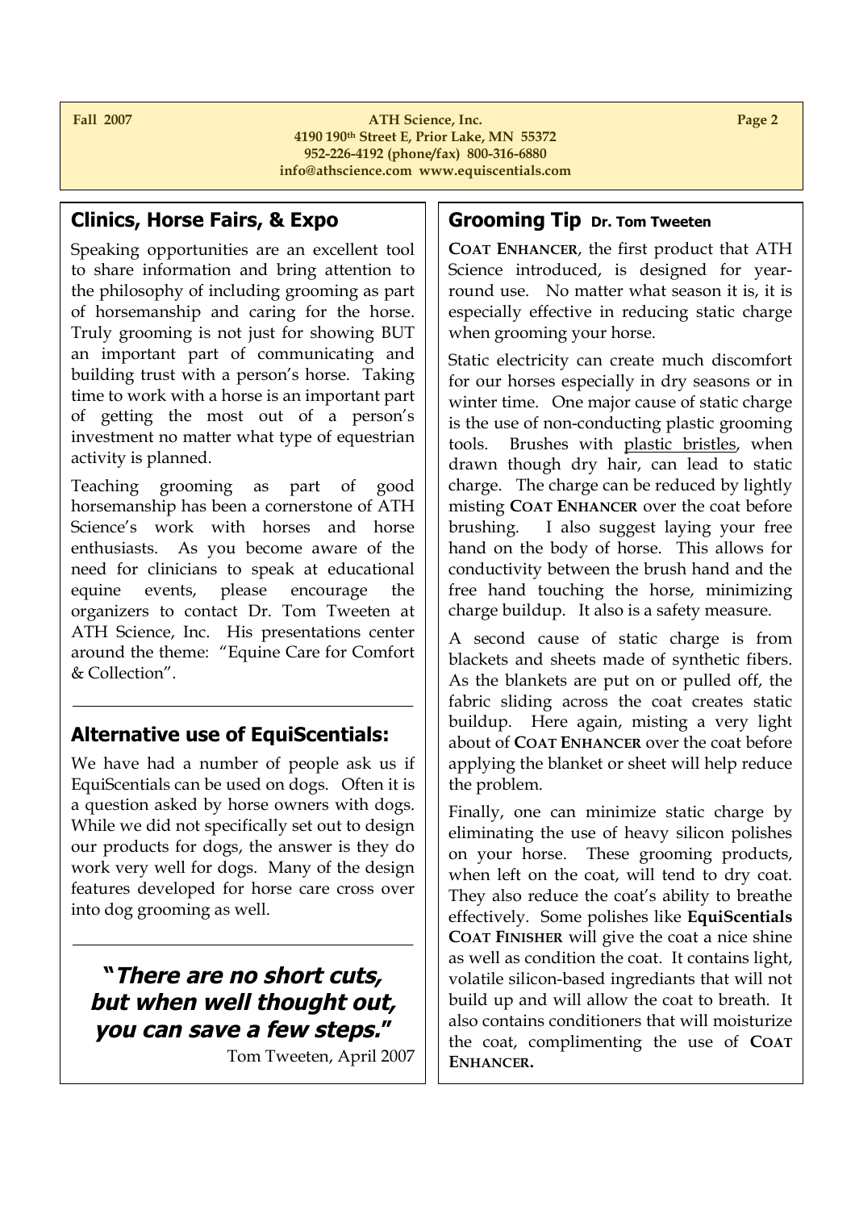## Clinics, Horse Fairs, & Expo

Speaking opportunities are an excellent tool to share information and bring attention to the philosophy of including grooming as part of horsemanship and caring for the horse. Truly grooming is not just for showing BUT an important part of communicating and building trust with a person's horse. Taking time to work with a horse is an important part of getting the most out of a person's investment no matter what type of equestrian activity is planned.

Teaching grooming as part of good horsemanship has been a cornerstone of ATH Science's work with horses and horse enthusiasts. As you become aware of the need for clinicians to speak at educational equine events, please encourage the organizers to contact Dr. Tom Tweeten at ATH Science, Inc. His presentations center around the theme: "Equine Care for Comfort & Collection".

## Alternative use of EquiScentials:

We have had a number of people ask us if EquiScentials can be used on dogs. Often it is a question asked by horse owners with dogs. While we did not specifically set out to design our products for dogs, the answer is they do work very well for dogs. Many of the design features developed for horse care cross over into dog grooming as well.

***"There are no short cuts, but when well thought out, you can save a few steps."***

Tom Tweeten, April 2007

## Grooming Tip Dr. Tom Tweeten

**COAT ENHANCER**, the first product that ATH Science introduced, is designed for year-round use. No matter what season it is, it is especially effective in reducing static charge when grooming your horse.

Static electricity can create much discomfort for our horses especially in dry seasons or in winter time. One major cause of static charge is the use of non-conducting plastic grooming tools. Brushes with plastic bristles, when drawn though dry hair, can lead to static charge. The charge can be reduced by lightly misting **COAT ENHANCER** over the coat before brushing. I also suggest laying your free hand on the body of horse. This allows for conductivity between the brush hand and the free hand touching the horse, minimizing charge buildup. It also is a safety measure.

A second cause of static charge is from blackets and sheets made of synthetic fibers. As the blankets are put on or pulled off, the fabric sliding across the coat creates static buildup. Here again, misting a very light about of **COAT ENHANCER** over the coat before applying the blanket or sheet will help reduce the problem.

Finally, one can minimize static charge by eliminating the use of heavy silicon polishes on your horse. These grooming products, when left on the coat, will tend to dry coat. They also reduce the coat's ability to breathe effectively. Some polishes like **EquiScentials COAT FINISHER** will give the coat a nice shine as well as condition the coat. It contains light, volatile silicon-based ingrediants that will not build up and will allow the coat to breath. It also contains conditioners that will moisturize the coat, complimenting the use of **COAT ENHANCER.**